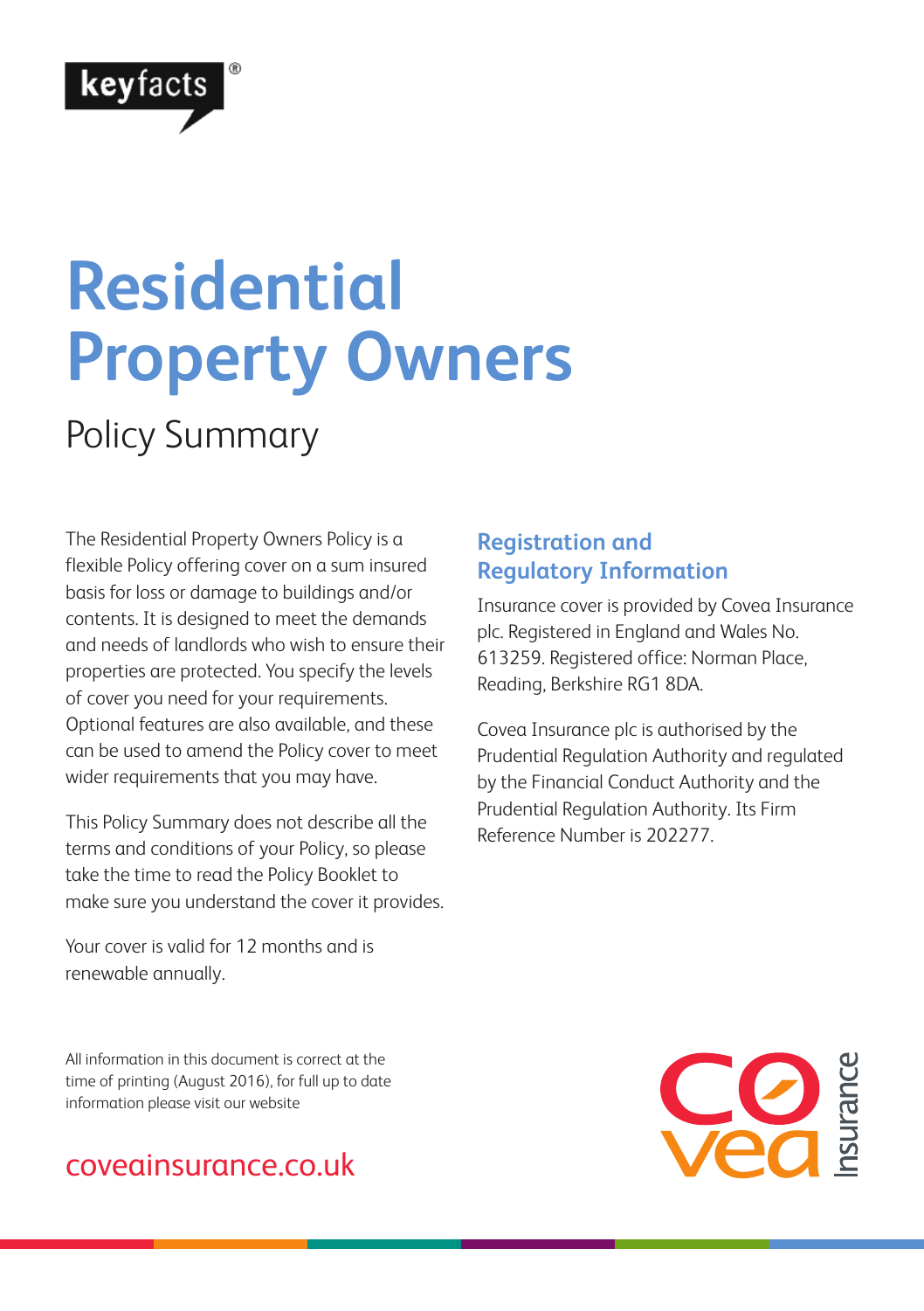keyfacts®

# Residential Property Owners

## Policy Summary

The Residential Property Owners Policy is a flexible Policy offering cover on a sum insured basis for loss or damage to buildings and/or contents. It is designed to meet the demands and needs of landlords who wish to ensure their properties are protected. You specify the levels of cover you need for your requirements. Optional features are also available, and these can be used to amend the Policy cover to meet wider requirements that you may have.

This Policy Summary does not describe all the terms and conditions of your Policy, so please take the time to read the Policy Booklet to make sure you understand the cover it provides.

Your cover is valid for 12 months and is renewable annually.

### Registration and Regulatory Information

Insurance cover is provided by Covea Insurance plc. Registered in England and Wales No. 613259. Registered office: Norman Place, Reading, Berkshire RG1 8DA.

Covea Insurance plc is authorised by the Prudential Regulation Authority and regulated by the Financial Conduct Authority and the Prudential Regulation Authority. Its Firm Reference Number is 202277.

All information in this document is correct at the time of printing (August 2016), for full up to date information please visit our website

coveainsurance.co.uk

covea Insurance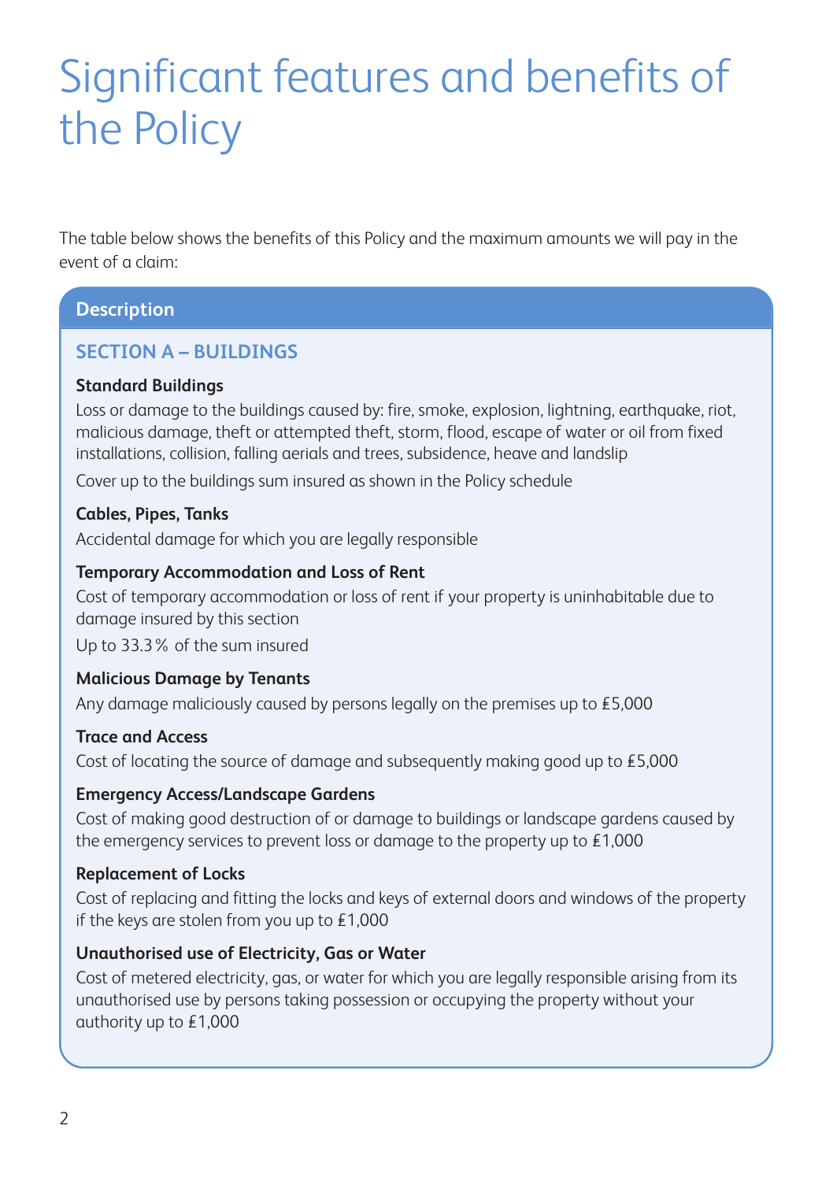# Significant features and benefits of the Policy

The table below shows the benefits of this Policy and the maximum amounts we will pay in the event of a claim:

| Description |
|---|
| **SECTION A – BUILDINGS** |
| **Standard Buildings**<br>Loss or damage to the buildings caused by: fire, smoke, explosion, lightning, earthquake, riot, malicious damage, theft or attempted theft, storm, flood, escape of water or oil from fixed installations, collision, falling aerials and trees, subsidence, heave and landslip<br>Cover up to the buildings sum insured as shown in the Policy schedule |
| **Cables, Pipes, Tanks**<br>Accidental damage for which you are legally responsible |
| **Temporary Accommodation and Loss of Rent**<br>Cost of temporary accommodation or loss of rent if your property is uninhabitable due to damage insured by this section<br>Up to 33.3% of the sum insured |
| **Malicious Damage by Tenants**<br>Any damage maliciously caused by persons legally on the premises up to £5,000 |
| **Trace and Access**<br>Cost of locating the source of damage and subsequently making good up to £5,000 |
| **Emergency Access/Landscape Gardens**<br>Cost of making good destruction of or damage to buildings or landscape gardens caused by the emergency services to prevent loss or damage to the property up to £1,000 |
| **Replacement of Locks**<br>Cost of replacing and fitting the locks and keys of external doors and windows of the property if the keys are stolen from you up to £1,000 |
| **Unauthorised use of Electricity, Gas or Water**<br>Cost of metered electricity, gas, or water for which you are legally responsible arising from its unauthorised use by persons taking possession or occupying the property without your authority up to £1,000 |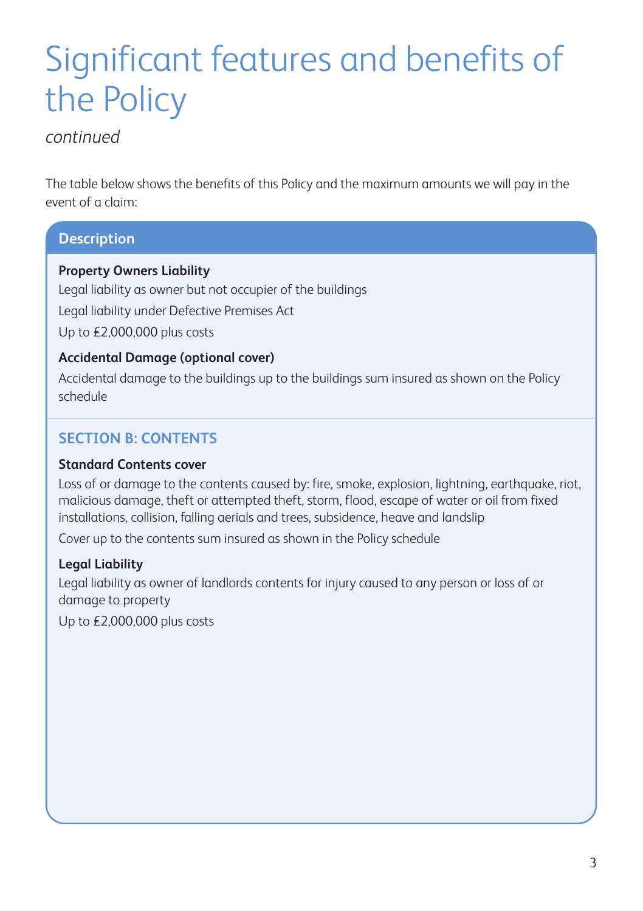# Significant features and benefits of the Policy

*continued*

The table below shows the benefits of this Policy and the maximum amounts we will pay in the event of a claim:

## Description

**Property Owners Liability**

Legal liability as owner but not occupier of the buildings

Legal liability under Defective Premises Act

Up to £2,000,000 plus costs

**Accidental Damage (optional cover)**

Accidental damage to the buildings up to the buildings sum insured as shown on the Policy schedule

### SECTION B: CONTENTS

**Standard Contents cover**

Loss of or damage to the contents caused by: fire, smoke, explosion, lightning, earthquake, riot, malicious damage, theft or attempted theft, storm, flood, escape of water or oil from fixed installations, collision, falling aerials and trees, subsidence, heave and landslip

Cover up to the contents sum insured as shown in the Policy schedule

**Legal Liability**

Legal liability as owner of landlords contents for injury caused to any person or loss of or damage to property

Up to £2,000,000 plus costs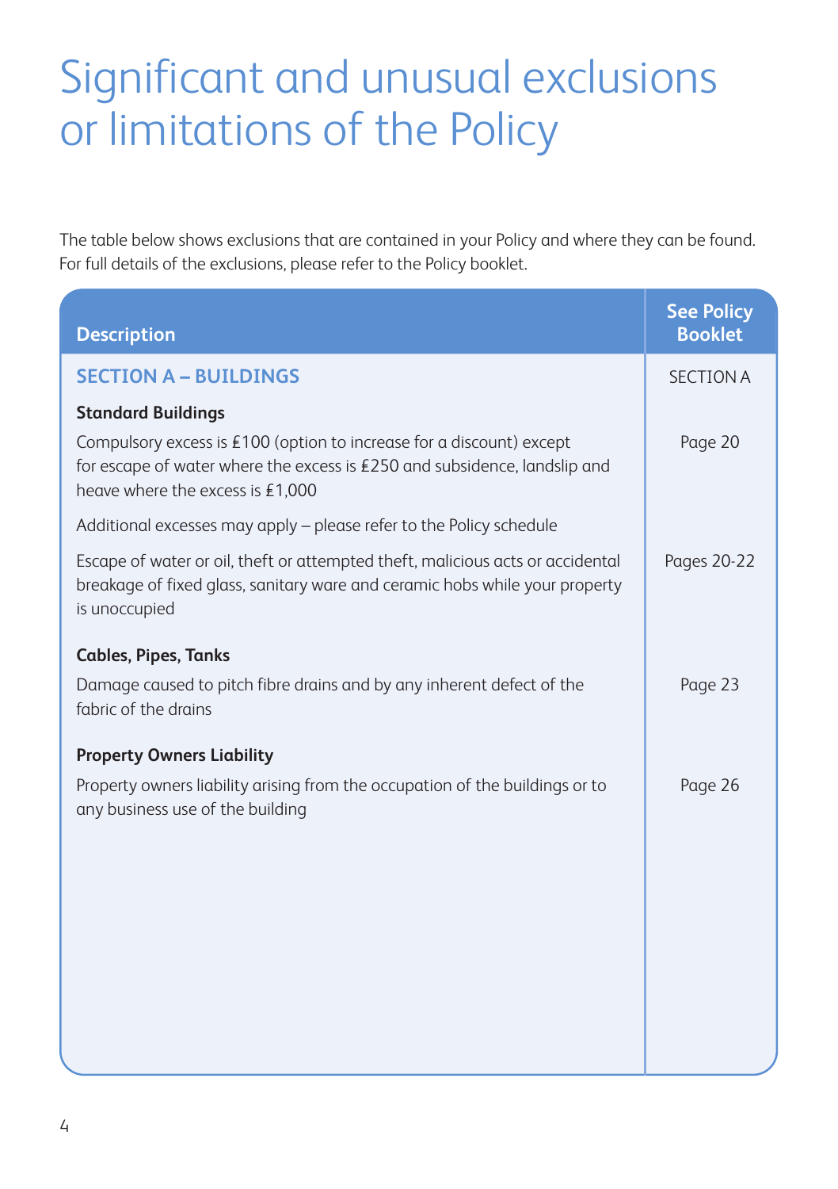# Significant and unusual exclusions or limitations of the Policy

The table below shows exclusions that are contained in your Policy and where they can be found. For full details of the exclusions, please refer to the Policy booklet.

| Description | See Policy Booklet |
|---|---|
| **SECTION A – BUILDINGS** | SECTION A |
| **Standard Buildings** | |
| Compulsory excess is £100 (option to increase for a discount) except for escape of water where the excess is £250 and subsidence, landslip and heave where the excess is £1,000 | Page 20 |
| Additional excesses may apply – please refer to the Policy schedule | |
| Escape of water or oil, theft or attempted theft, malicious acts or accidental breakage of fixed glass, sanitary ware and ceramic hobs while your property is unoccupied | Pages 20-22 |
| **Cables, Pipes, Tanks** | |
| Damage caused to pitch fibre drains and by any inherent defect of the fabric of the drains | Page 23 |
| **Property Owners Liability** | |
| Property owners liability arising from the occupation of the buildings or to any business use of the building | Page 26 |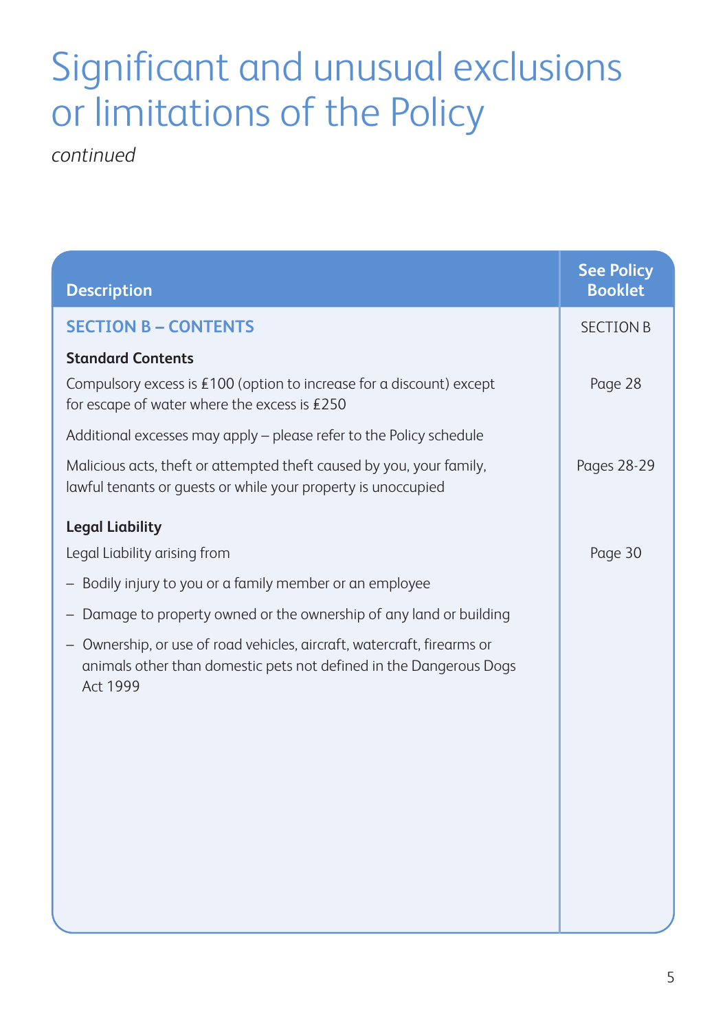# Significant and unusual exclusions or limitations of the Policy

*continued*

| Description | See Policy Booklet |
|---|---|
| **SECTION B – CONTENTS** | SECTION B |
| **Standard Contents** | |
| Compulsory excess is £100 (option to increase for a discount) except for escape of water where the excess is £250 | Page 28 |
| Additional excesses may apply – please refer to the Policy schedule | |
| Malicious acts, theft or attempted theft caused by you, your family, lawful tenants or guests or while your property is unoccupied | Pages 28-29 |
| **Legal Liability** | |
| Legal Liability arising from<br>– Bodily injury to you or a family member or an employee<br>– Damage to property owned or the ownership of any land or building<br>– Ownership, or use of road vehicles, aircraft, watercraft, firearms or animals other than domestic pets not defined in the Dangerous Dogs Act 1999 | Page 30 |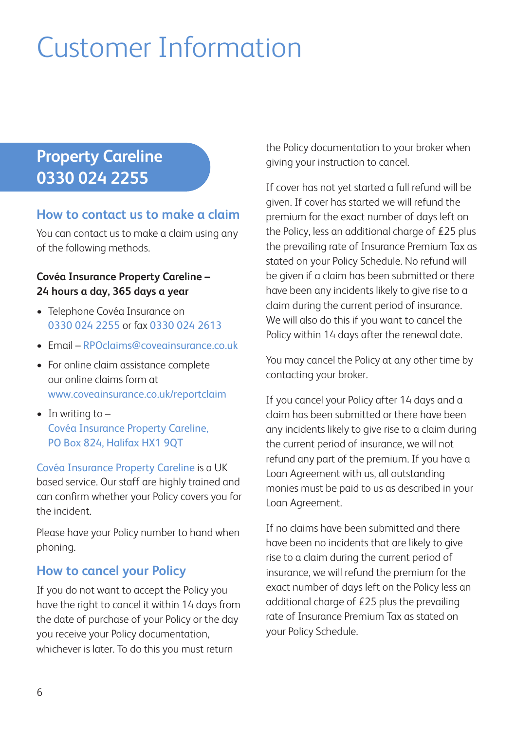# Customer Information

## Property Careline 0330 024 2255

### How to contact us to make a claim

You can contact us to make a claim using any of the following methods.

**Covéa Insurance Property Careline – 24 hours a day, 365 days a year**

- Telephone Covéa Insurance on 0330 024 2255 or fax 0330 024 2613
- Email – RPOclaims@coveainsurance.co.uk
- For online claim assistance complete our online claims form at www.coveainsurance.co.uk/reportclaim
- In writing to – Covéa Insurance Property Careline, PO Box 824, Halifax HX1 9QT

Covéa Insurance Property Careline is a UK based service. Our staff are highly trained and can confirm whether your Policy covers you for the incident.

Please have your Policy number to hand when phoning.

### How to cancel your Policy

If you do not want to accept the Policy you have the right to cancel it within 14 days from the date of purchase of your Policy or the day you receive your Policy documentation, whichever is later. To do this you must return the Policy documentation to your broker when giving your instruction to cancel.

If cover has not yet started a full refund will be given. If cover has started we will refund the premium for the exact number of days left on the Policy, less an additional charge of £25 plus the prevailing rate of Insurance Premium Tax as stated on your Policy Schedule. No refund will be given if a claim has been submitted or there have been any incidents likely to give rise to a claim during the current period of insurance. We will also do this if you want to cancel the Policy within 14 days after the renewal date.

You may cancel the Policy at any other time by contacting your broker.

If you cancel your Policy after 14 days and a claim has been submitted or there have been any incidents likely to give rise to a claim during the current period of insurance, we will not refund any part of the premium. If you have a Loan Agreement with us, all outstanding monies must be paid to us as described in your Loan Agreement.

If no claims have been submitted and there have been no incidents that are likely to give rise to a claim during the current period of insurance, we will refund the premium for the exact number of days left on the Policy less an additional charge of £25 plus the prevailing rate of Insurance Premium Tax as stated on your Policy Schedule.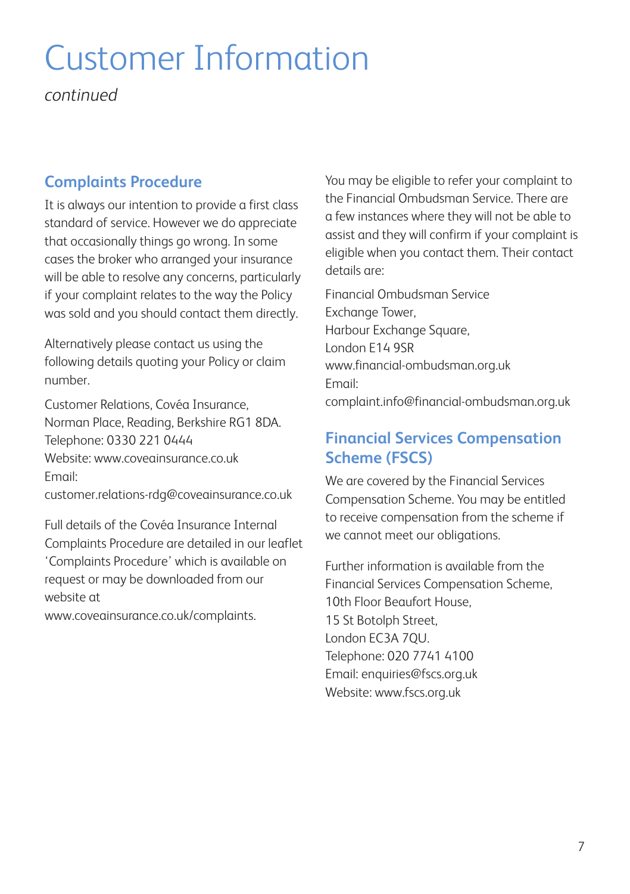# Customer Information

*continued*

## Complaints Procedure

It is always our intention to provide a first class standard of service. However we do appreciate that occasionally things go wrong. In some cases the broker who arranged your insurance will be able to resolve any concerns, particularly if your complaint relates to the way the Policy was sold and you should contact them directly.

Alternatively please contact us using the following details quoting your Policy or claim number.

Customer Relations, Covéa Insurance,
Norman Place, Reading, Berkshire RG1 8DA.
Telephone: 0330 221 0444
Website: www.coveainsurance.co.uk
Email:
customer.relations-rdg@coveainsurance.co.uk

Full details of the Covéa Insurance Internal Complaints Procedure are detailed in our leaflet 'Complaints Procedure' which is available on request or may be downloaded from our website at
www.coveainsurance.co.uk/complaints.

You may be eligible to refer your complaint to the Financial Ombudsman Service. There are a few instances where they will not be able to assist and they will confirm if your complaint is eligible when you contact them. Their contact details are:

Financial Ombudsman Service
Exchange Tower,
Harbour Exchange Square,
London E14 9SR
www.financial-ombudsman.org.uk
Email:
complaint.info@financial-ombudsman.org.uk

## Financial Services Compensation Scheme (FSCS)

We are covered by the Financial Services Compensation Scheme. You may be entitled to receive compensation from the scheme if we cannot meet our obligations.

Further information is available from the Financial Services Compensation Scheme,
10th Floor Beaufort House,
15 St Botolph Street,
London EC3A 7QU.
Telephone: 020 7741 4100
Email: enquiries@fscs.org.uk
Website: www.fscs.org.uk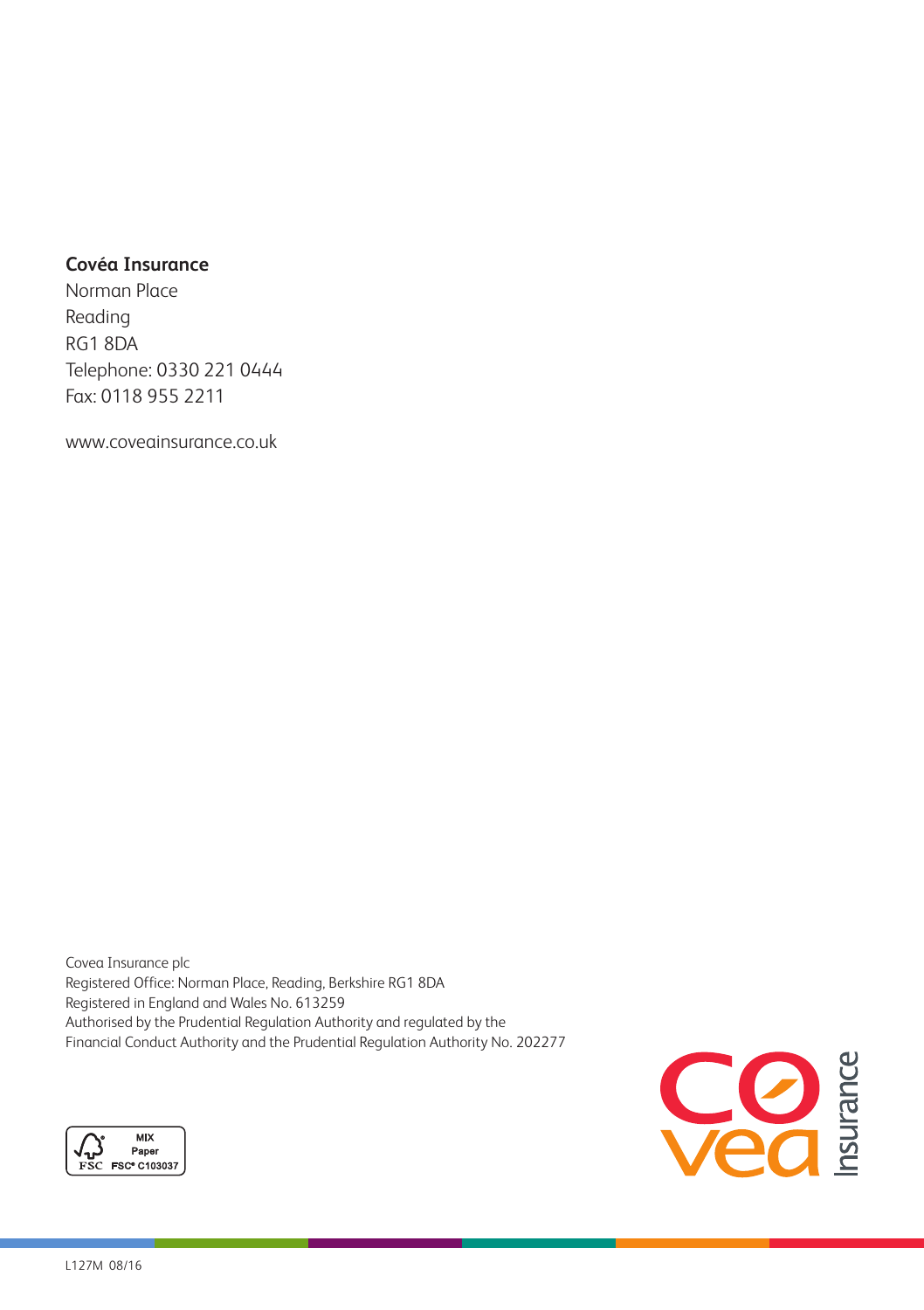**Covéa Insurance**
Norman Place
Reading
RG1 8DA
Telephone: 0330 221 0444
Fax: 0118 955 2211

www.coveainsurance.co.uk

Covea Insurance plc
Registered Office: Norman Place, Reading, Berkshire RG1 8DA
Registered in England and Wales No. 613259
Authorised by the Prudential Regulation Authority and regulated by the
Financial Conduct Authority and the Prudential Regulation Authority No. 202277

MIX
Paper
FSC FSC® C103037

covea Insurance

L127M 08/16